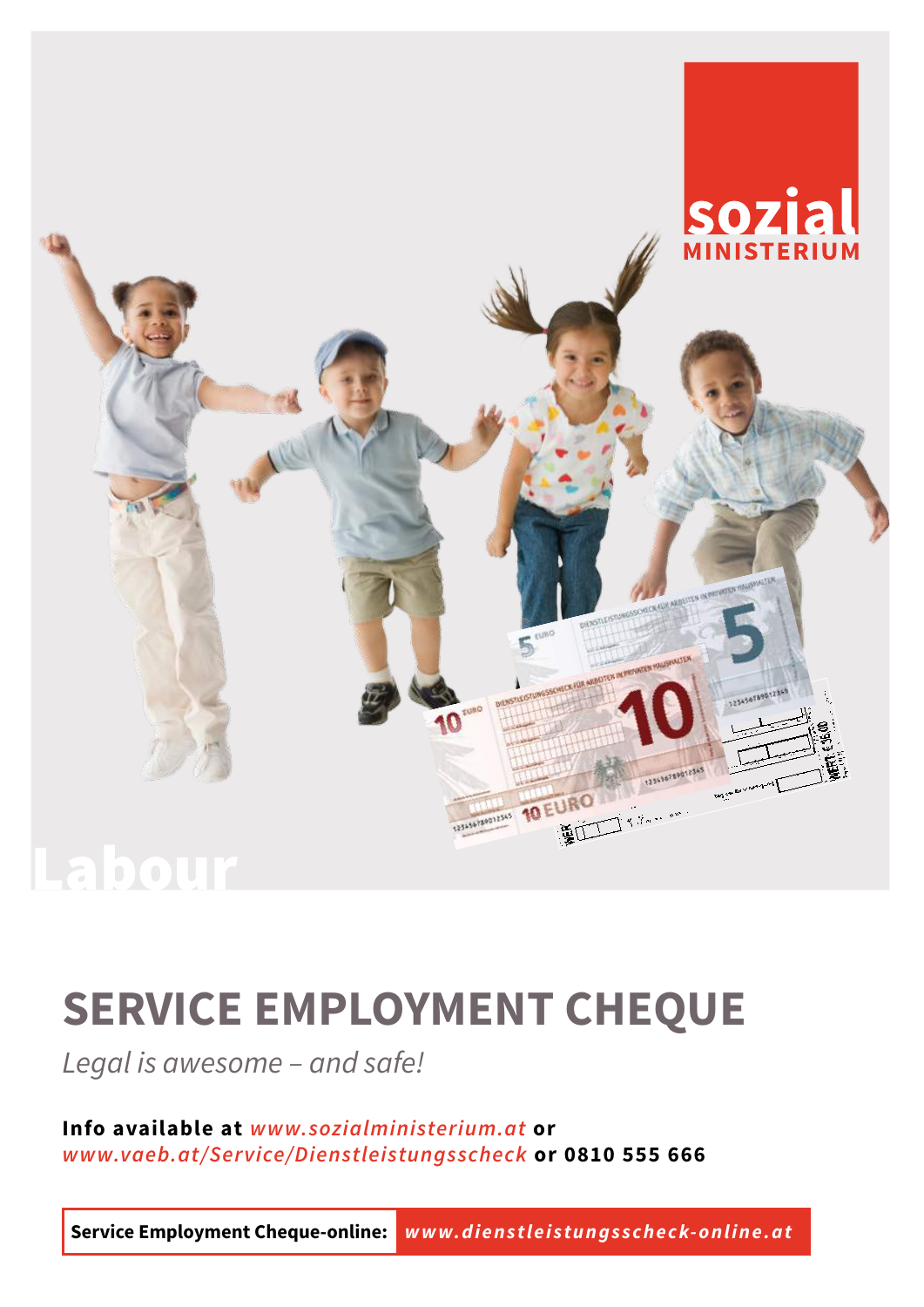sozial
MINISTERIUM

Labour

# SERVICE EMPLOYMENT CHEQUE

*Legal is awesome – and safe!*

**Info available at** *www.sozialministerium.at* **or** *www.vaeb.at/Service/Dienstleistungsscheck* **or 0810 555 666**

**Service Employment Cheque-online:** *www.dienstleistungsscheck-online.at*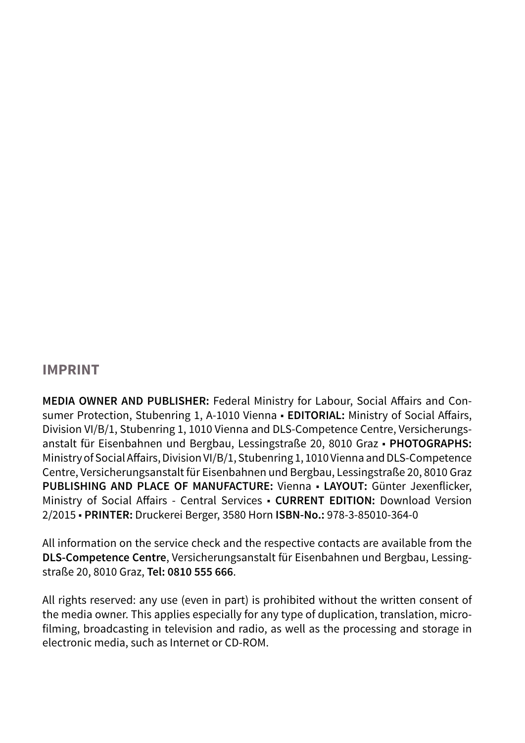## IMPRINT

**MEDIA OWNER AND PUBLISHER:** Federal Ministry for Labour, Social Affairs and Consumer Protection, Stubenring 1, A-1010 Vienna ▪ **EDITORIAL:** Ministry of Social Affairs, Division VI/B/1, Stubenring 1, 1010 Vienna and DLS-Competence Centre, Versicherungsanstalt für Eisenbahnen und Bergbau, Lessingstraße 20, 8010 Graz ▪ **PHOTOGRAPHS:** Ministry of Social Affairs, Division VI/B/1, Stubenring 1, 1010 Vienna and DLS-Competence Centre, Versicherungsanstalt für Eisenbahnen und Bergbau, Lessingstraße 20, 8010 Graz **PUBLISHING AND PLACE OF MANUFACTURE:** Vienna ▪ **LAYOUT:** Günter Jexenflicker, Ministry of Social Affairs - Central Services ▪ **CURRENT EDITION:** Download Version 2/2015 ▪ **PRINTER:** Druckerei Berger, 3580 Horn **ISBN-No.:** 978-3-85010-364-0

All information on the service check and the respective contacts are available from the **DLS-Competence Centre**, Versicherungsanstalt für Eisenbahnen und Bergbau, Lessingstraße 20, 8010 Graz, **Tel: 0810 555 666**.

All rights reserved: any use (even in part) is prohibited without the written consent of the media owner. This applies especially for any type of duplication, translation, microfilming, broadcasting in television and radio, as well as the processing and storage in electronic media, such as Internet or CD-ROM.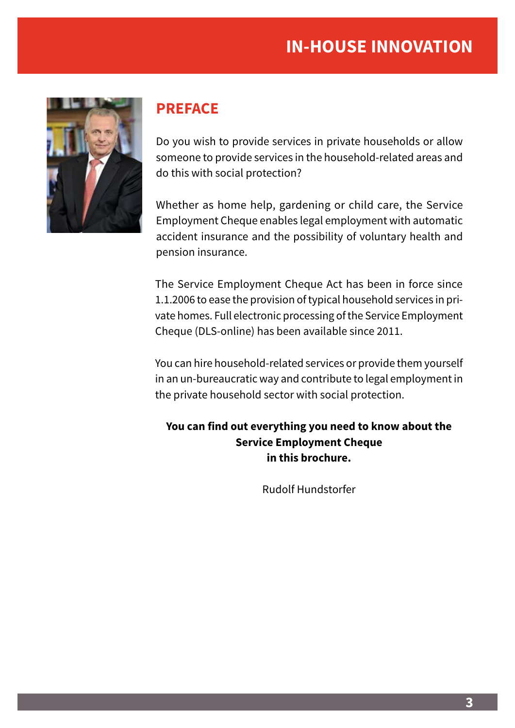## PREFACE

Do you wish to provide services in private households or allow someone to provide services in the household-related areas and do this with social protection?

Whether as home help, gardening or child care, the Service Employment Cheque enables legal employment with automatic accident insurance and the possibility of voluntary health and pension insurance.

The Service Employment Cheque Act has been in force since 1.1.2006 to ease the provision of typical household services in private homes. Full electronic processing of the Service Employment Cheque (DLS-online) has been available since 2011.

You can hire household-related services or provide them yourself in an un-bureaucratic way and contribute to legal employment in the private household sector with social protection.

**You can find out everything you need to know about the Service Employment Cheque in this brochure.**

Rudolf Hundstorfer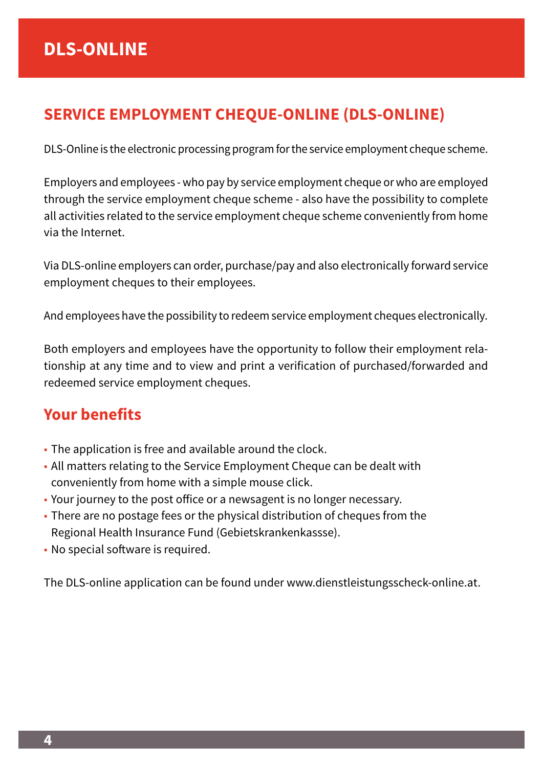# DLS-ONLINE

## SERVICE EMPLOYMENT CHEQUE-ONLINE (DLS-ONLINE)

DLS-Online is the electronic processing program for the service employment cheque scheme.

Employers and employees - who pay by service employment cheque or who are employed through the service employment cheque scheme - also have the possibility to complete all activities related to the service employment cheque scheme conveniently from home via the Internet.

Via DLS-online employers can order, purchase/pay and also electronically forward service employment cheques to their employees.

And employees have the possibility to redeem service employment cheques electronically.

Both employers and employees have the opportunity to follow their employment relationship at any time and to view and print a verification of purchased/forwarded and redeemed service employment cheques.

## Your benefits

- The application is free and available around the clock.
- All matters relating to the Service Employment Cheque can be dealt with conveniently from home with a simple mouse click.
- Your journey to the post office or a newsagent is no longer necessary.
- There are no postage fees or the physical distribution of cheques from the Regional Health Insurance Fund (Gebietskrankenkassse).
- No special software is required.

The DLS-online application can be found under www.dienstleistungsscheck-online.at.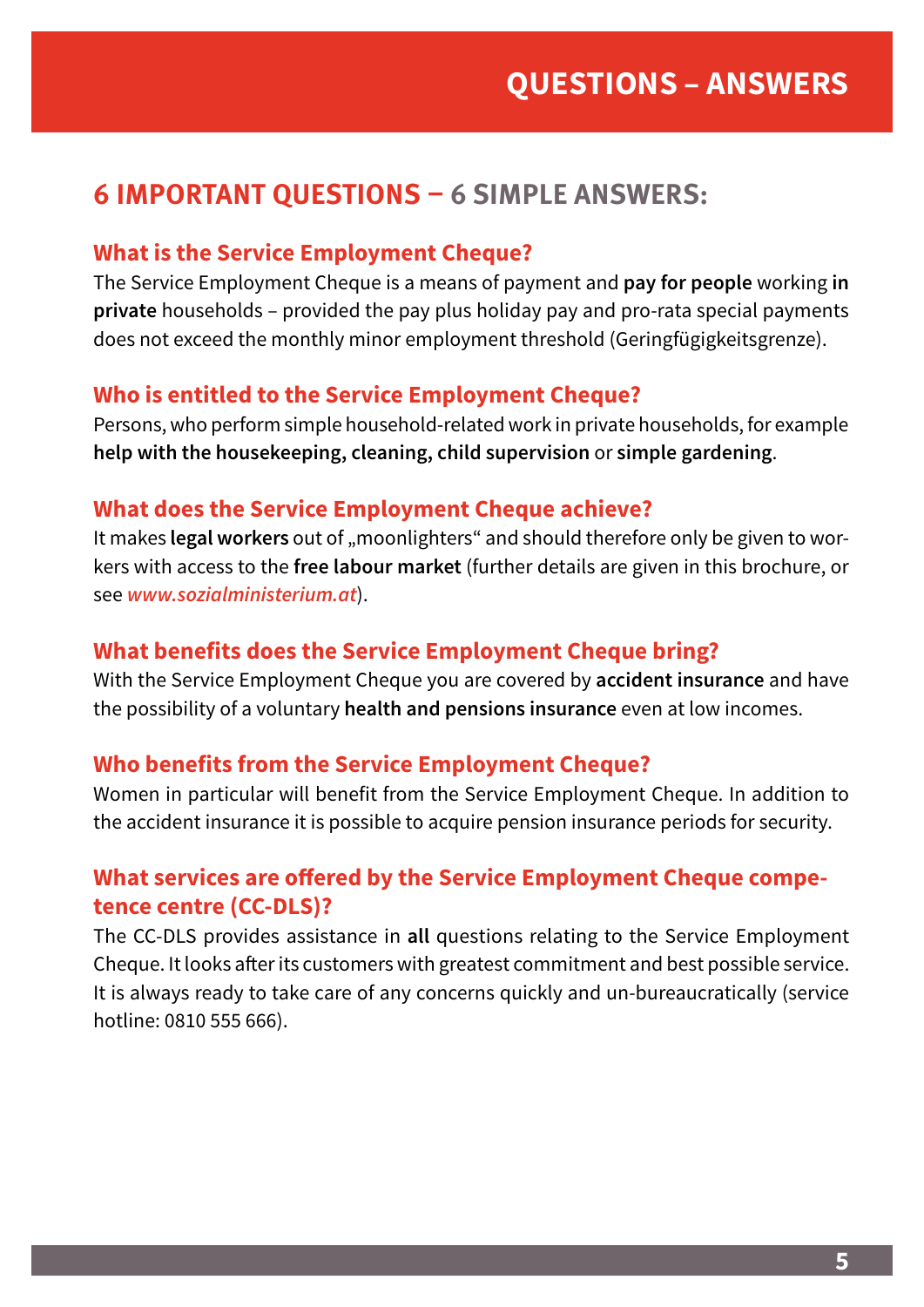# QUESTIONS – ANSWERS

## 6 IMPORTANT QUESTIONS – 6 SIMPLE ANSWERS:

### What is the Service Employment Cheque?

The Service Employment Cheque is a means of payment and **pay for people** working **in private** households – provided the pay plus holiday pay and pro-rata special payments does not exceed the monthly minor employment threshold (Geringfügigkeitsgrenze).

### Who is entitled to the Service Employment Cheque?

Persons, who perform simple household-related work in private households, for example **help with the housekeeping, cleaning, child supervision** or **simple gardening**.

### What does the Service Employment Cheque achieve?

It makes **legal workers** out of „moonlighters“ and should therefore only be given to workers with access to the **free labour market** (further details are given in this brochure, or see *www.sozialministerium.at*).

### What benefits does the Service Employment Cheque bring?

With the Service Employment Cheque you are covered by **accident insurance** and have the possibility of a voluntary **health and pensions insurance** even at low incomes.

### Who benefits from the Service Employment Cheque?

Women in particular will benefit from the Service Employment Cheque. In addition to the accident insurance it is possible to acquire pension insurance periods for security.

### What services are offered by the Service Employment Cheque competence centre (CC-DLS)?

The CC-DLS provides assistance in **all** questions relating to the Service Employment Cheque. It looks after its customers with greatest commitment and best possible service. It is always ready to take care of any concerns quickly and un-bureaucratically (service hotline: 0810 555 666).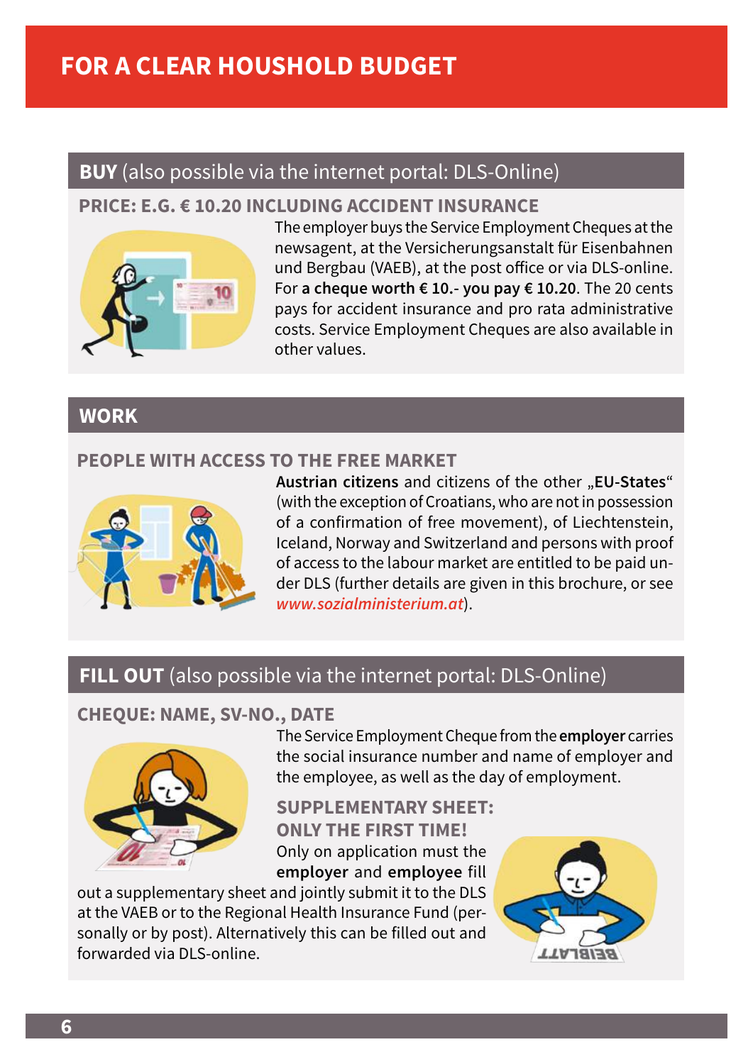# FOR A CLEAR HOUSHOLD BUDGET

## **BUY** (also possible via the internet portal: DLS-Online)

### PRICE: E.G. € 10.20 INCLUDING ACCIDENT INSURANCE

The employer buys the Service Employment Cheques at the newsagent, at the Versicherungsanstalt für Eisenbahnen und Bergbau (VAEB), at the post office or via DLS-online. For **a cheque worth € 10.- you pay € 10.20**. The 20 cents pays for accident insurance and pro rata administrative costs. Service Employment Cheques are also available in other values.

## WORK

### PEOPLE WITH ACCESS TO THE FREE MARKET

**Austrian citizens** and citizens of the other „**EU-States**" (with the exception of Croatians, who are not in possession of a confirmation of free movement), of Liechtenstein, Iceland, Norway and Switzerland and persons with proof of access to the labour market are entitled to be paid under DLS (further details are given in this brochure, or see *www.sozialministerium.at*).

## **FILL OUT** (also possible via the internet portal: DLS-Online)

### CHEQUE: NAME, SV-NO., DATE

The Service Employment Cheque from the **employer** carries the social insurance number and name of employer and the employee, as well as the day of employment.

### SUPPLEMENTARY SHEET: ONLY THE FIRST TIME!

Only on application must the **employer** and **employee** fill out a supplementary sheet and jointly submit it to the DLS at the VAEB or to the Regional Health Insurance Fund (personally or by post). Alternatively this can be filled out and forwarded via DLS-online.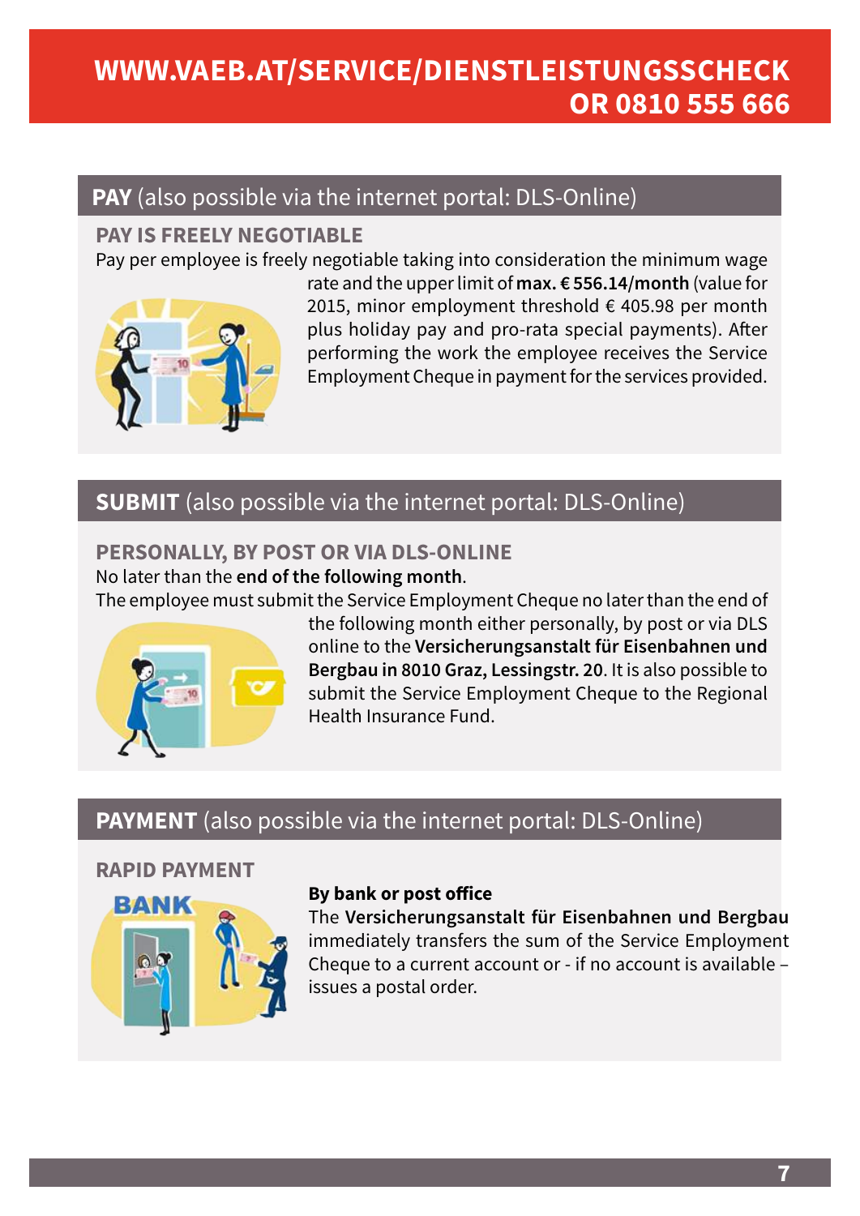# WWW.VAEB.AT/SERVICE/DIENSTLEISTUNGSSCHECK OR 0810 555 666

## **PAY** (also possible via the internet portal: DLS-Online)

### PAY IS FREELY NEGOTIABLE

Pay per employee is freely negotiable taking into consideration the minimum wage rate and the upper limit of **max. € 556.14/month** (value for 2015, minor employment threshold € 405.98 per month plus holiday pay and pro-rata special payments). After performing the work the employee receives the Service Employment Cheque in payment for the services provided.

## **SUBMIT** (also possible via the internet portal: DLS-Online)

### PERSONALLY, BY POST OR VIA DLS-ONLINE

No later than the **end of the following month**.

The employee must submit the Service Employment Cheque no later than the end of the following month either personally, by post or via DLS online to the **Versicherungsanstalt für Eisenbahnen und Bergbau in 8010 Graz, Lessingstr. 20**. It is also possible to submit the Service Employment Cheque to the Regional Health Insurance Fund.

## **PAYMENT** (also possible via the internet portal: DLS-Online)

### RAPID PAYMENT

**By bank or post office**

The **Versicherungsanstalt für Eisenbahnen und Bergbau** immediately transfers the sum of the Service Employment Cheque to a current account or - if no account is available – issues a postal order.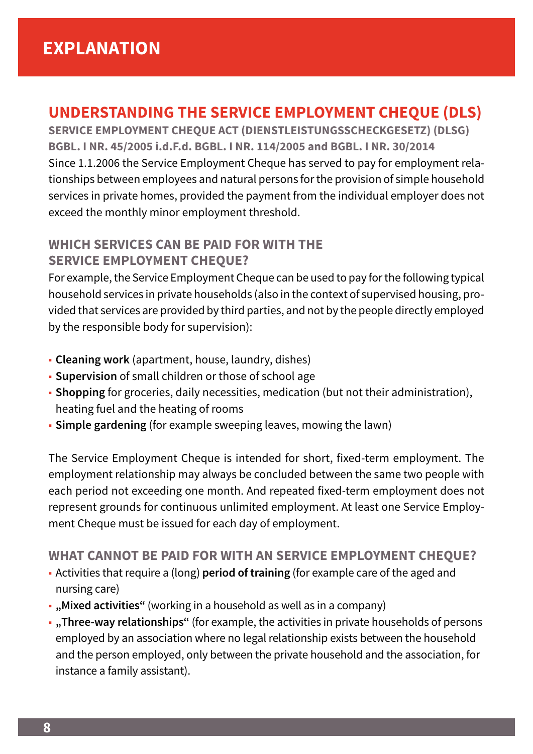# EXPLANATION

## UNDERSTANDING THE SERVICE EMPLOYMENT CHEQUE (DLS)

**SERVICE EMPLOYMENT CHEQUE ACT (DIENSTLEISTUNGSSCHECKGESETZ) (DLSG)**
**BGBL. I NR. 45/2005 i.d.F.d. BGBL. I NR. 114/2005 and BGBL. I NR. 30/2014**

Since 1.1.2006 the Service Employment Cheque has served to pay for employment relationships between employees and natural persons for the provision of simple household services in private homes, provided the payment from the individual employer does not exceed the monthly minor employment threshold.

### WHICH SERVICES CAN BE PAID FOR WITH THE SERVICE EMPLOYMENT CHEQUE?

For example, the Service Employment Cheque can be used to pay for the following typical household services in private households (also in the context of supervised housing, provided that services are provided by third parties, and not by the people directly employed by the responsible body for supervision):

- **Cleaning work** (apartment, house, laundry, dishes)
- **Supervision** of small children or those of school age
- **Shopping** for groceries, daily necessities, medication (but not their administration), heating fuel and the heating of rooms
- **Simple gardening** (for example sweeping leaves, mowing the lawn)

The Service Employment Cheque is intended for short, fixed-term employment. The employment relationship may always be concluded between the same two people with each period not exceeding one month. And repeated fixed-term employment does not represent grounds for continuous unlimited employment. At least one Service Employment Cheque must be issued for each day of employment.

### WHAT CANNOT BE PAID FOR WITH AN SERVICE EMPLOYMENT CHEQUE?

- Activities that require a (long) **period of training** (for example care of the aged and nursing care)
- **„Mixed activities“** (working in a household as well as in a company)
- **„Three-way relationships“** (for example, the activities in private households of persons employed by an association where no legal relationship exists between the household and the person employed, only between the private household and the association, for instance a family assistant).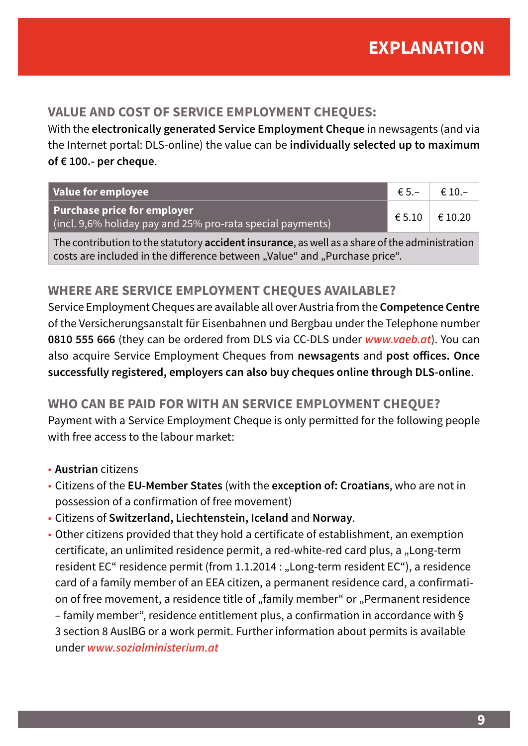# EXPLANATION

## VALUE AND COST OF SERVICE EMPLOYMENT CHEQUES:

With the **electronically generated Service Employment Cheque** in newsagents (and via the Internet portal: DLS-online) the value can be **individually selected up to maximum of € 100.- per cheque**.

| **Value for employee** | € 5.– | € 10.– |
|---|---|---|
| **Purchase price for employer** (incl. 9,6% holiday pay and 25% pro-rata special payments) | € 5.10 | € 10.20 |
| The contribution to the statutory **accident insurance**, as well as a share of the administration costs are included in the difference between „Value“ and „Purchase price“. | | |

## WHERE ARE SERVICE EMPLOYMENT CHEQUES AVAILABLE?

Service Employment Cheques are available all over Austria from the **Competence Centre** of the Versicherungsanstalt für Eisenbahnen und Bergbau under the Telephone number **0810 555 666** (they can be ordered from DLS via CC-DLS under *www.vaeb.at*). You can also acquire Service Employment Cheques from **newsagents** and **post offices. Once successfully registered, employers can also buy cheques online through DLS-online**.

## WHO CAN BE PAID FOR WITH AN SERVICE EMPLOYMENT CHEQUE?

Payment with a Service Employment Cheque is only permitted for the following people with free access to the labour market:

- **Austrian** citizens
- Citizens of the **EU-Member States** (with the **exception of: Croatians**, who are not in possession of a confirmation of free movement)
- Citizens of **Switzerland, Liechtenstein, Iceland** and **Norway**.
- Other citizens provided that they hold a certificate of establishment, an exemption certificate, an unlimited residence permit, a red-white-red card plus, a „Long-term resident EC“ residence permit (from 1.1.2014 : „Long-term resident EC“), a residence card of a family member of an EEA citizen, a permanent residence card, a confirmation of free movement, a residence title of „family member“ or „Permanent residence – family member“, residence entitlement plus, a confirmation in accordance with § 3 section 8 AuslBG or a work permit. Further information about permits is available under *www.sozialministerium.at*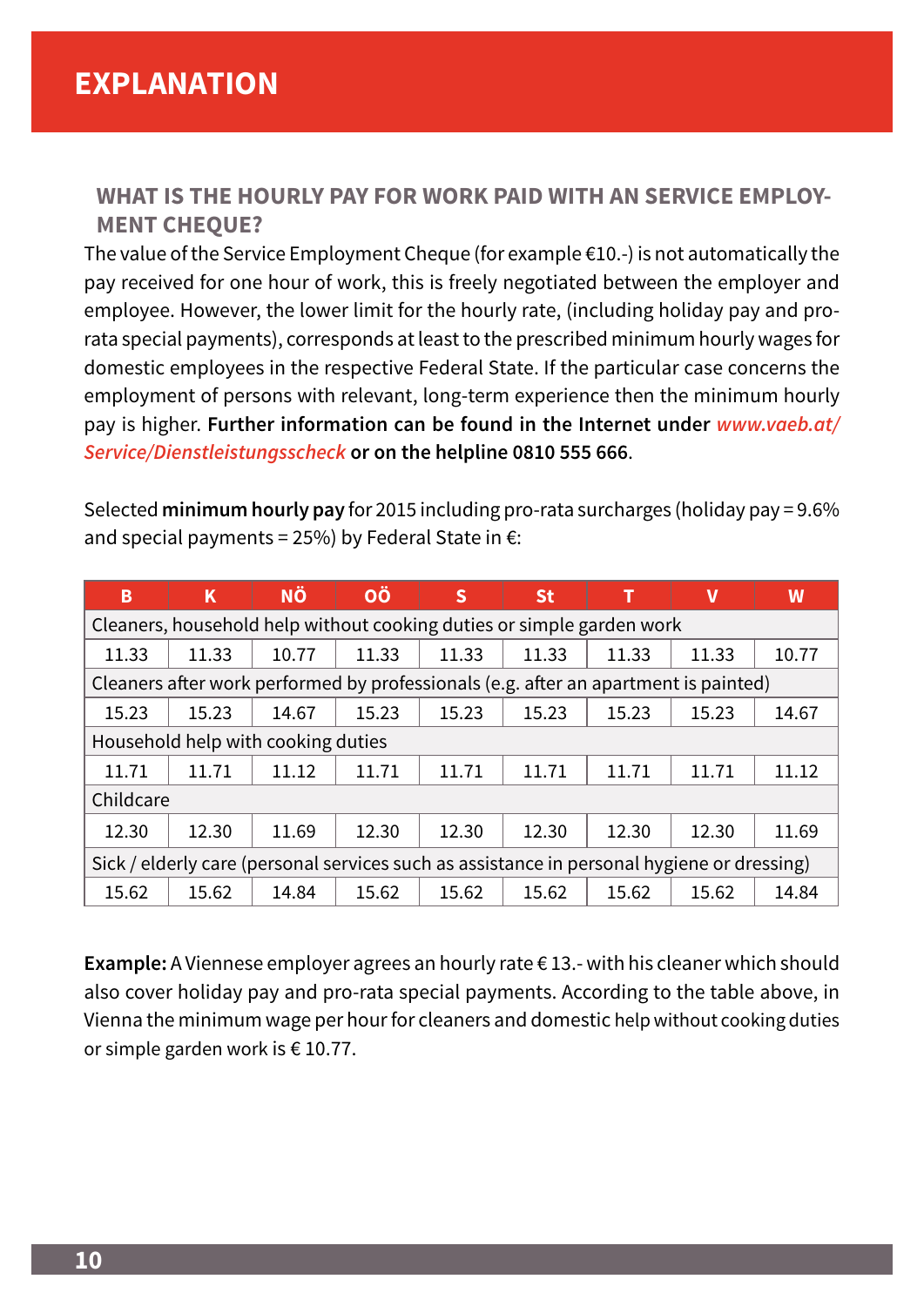# EXPLANATION

## WHAT IS THE HOURLY PAY FOR WORK PAID WITH AN SERVICE EMPLOYMENT CHEQUE?

The value of the Service Employment Cheque (for example €10.-) is not automatically the pay received for one hour of work, this is freely negotiated between the employer and employee. However, the lower limit for the hourly rate, (including holiday pay and pro-rata special payments), corresponds at least to the prescribed minimum hourly wages for domestic employees in the respective Federal State. If the particular case concerns the employment of persons with relevant, long-term experience then the minimum hourly pay is higher. **Further information can be found in the Internet under *www.vaeb.at/Service/Dienstleistungsscheck* or on the helpline 0810 555 666**.

Selected **minimum hourly pay** for 2015 including pro-rata surcharges (holiday pay = 9.6% and special payments = 25%) by Federal State in €:

| B | K | NÖ | OÖ | S | St | T | V | W |
|---|---|---|---|---|---|---|---|---|
| Cleaners, household help without cooking duties or simple garden work | | | | | | | | |
| 11.33 | 11.33 | 10.77 | 11.33 | 11.33 | 11.33 | 11.33 | 11.33 | 10.77 |
| Cleaners after work performed by professionals (e.g. after an apartment is painted) | | | | | | | | |
| 15.23 | 15.23 | 14.67 | 15.23 | 15.23 | 15.23 | 15.23 | 15.23 | 14.67 |
| Household help with cooking duties | | | | | | | | |
| 11.71 | 11.71 | 11.12 | 11.71 | 11.71 | 11.71 | 11.71 | 11.71 | 11.12 |
| Childcare | | | | | | | | |
| 12.30 | 12.30 | 11.69 | 12.30 | 12.30 | 12.30 | 12.30 | 12.30 | 11.69 |
| Sick / elderly care (personal services such as assistance in personal hygiene or dressing) | | | | | | | | |
| 15.62 | 15.62 | 14.84 | 15.62 | 15.62 | 15.62 | 15.62 | 15.62 | 14.84 |

**Example:** A Viennese employer agrees an hourly rate € 13.- with his cleaner which should also cover holiday pay and pro-rata special payments. According to the table above, in Vienna the minimum wage per hour for cleaners and domestic help without cooking duties or simple garden work is € 10.77.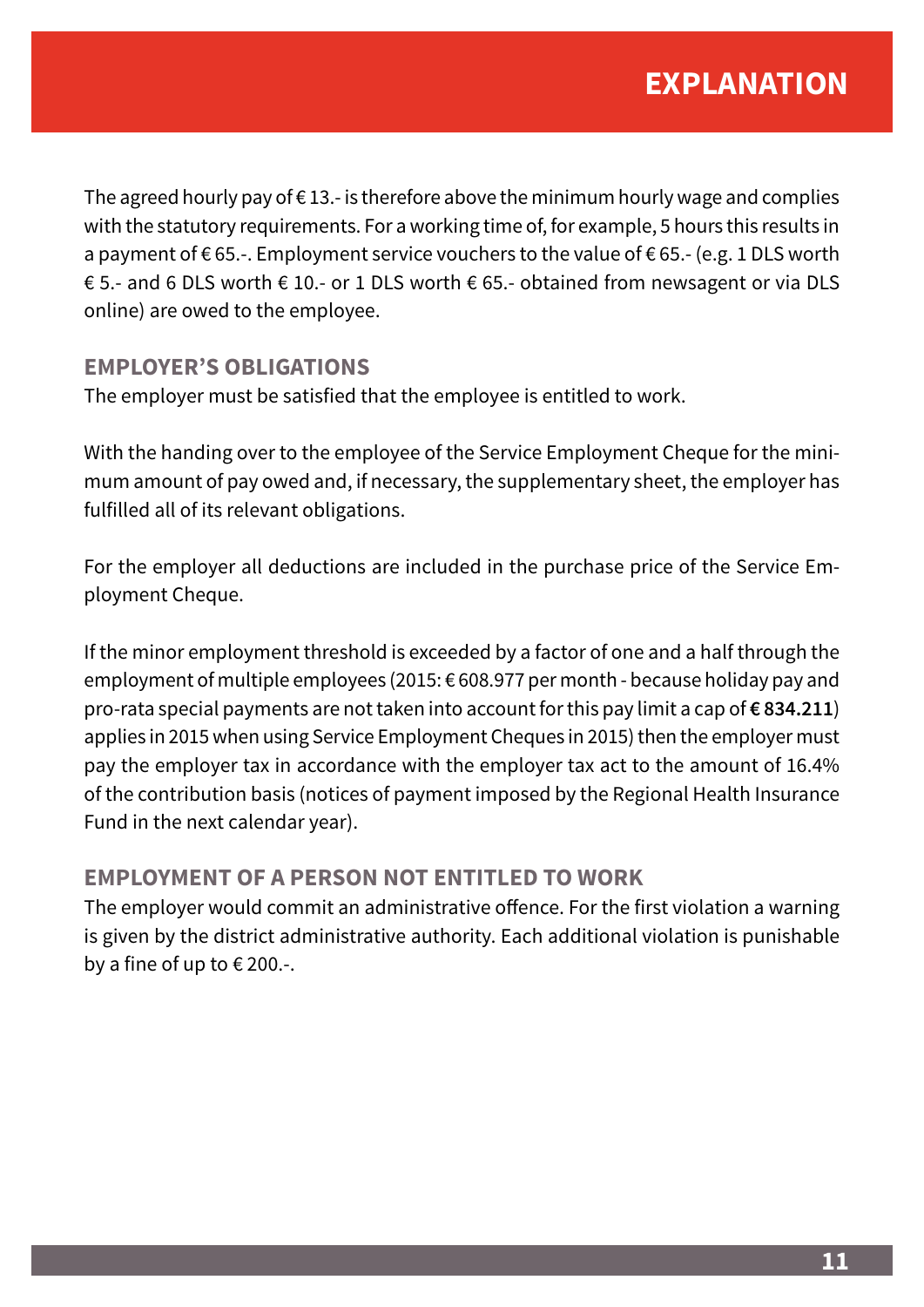# EXPLANATION

The agreed hourly pay of € 13.- is therefore above the minimum hourly wage and complies with the statutory requirements. For a working time of, for example, 5 hours this results in a payment of € 65.-. Employment service vouchers to the value of € 65.- (e.g. 1 DLS worth € 5.- and 6 DLS worth € 10.- or 1 DLS worth € 65.- obtained from newsagent or via DLS online) are owed to the employee.

## EMPLOYER'S OBLIGATIONS

The employer must be satisfied that the employee is entitled to work.

With the handing over to the employee of the Service Employment Cheque for the minimum amount of pay owed and, if necessary, the supplementary sheet, the employer has fulfilled all of its relevant obligations.

For the employer all deductions are included in the purchase price of the Service Employment Cheque.

If the minor employment threshold is exceeded by a factor of one and a half through the employment of multiple employees (2015: € 608.977 per month - because holiday pay and pro-rata special payments are not taken into account for this pay limit a cap of **€ 834.211**) applies in 2015 when using Service Employment Cheques in 2015) then the employer must pay the employer tax in accordance with the employer tax act to the amount of 16.4% of the contribution basis (notices of payment imposed by the Regional Health Insurance Fund in the next calendar year).

## EMPLOYMENT OF A PERSON NOT ENTITLED TO WORK

The employer would commit an administrative offence. For the first violation a warning is given by the district administrative authority. Each additional violation is punishable by a fine of up to € 200.-.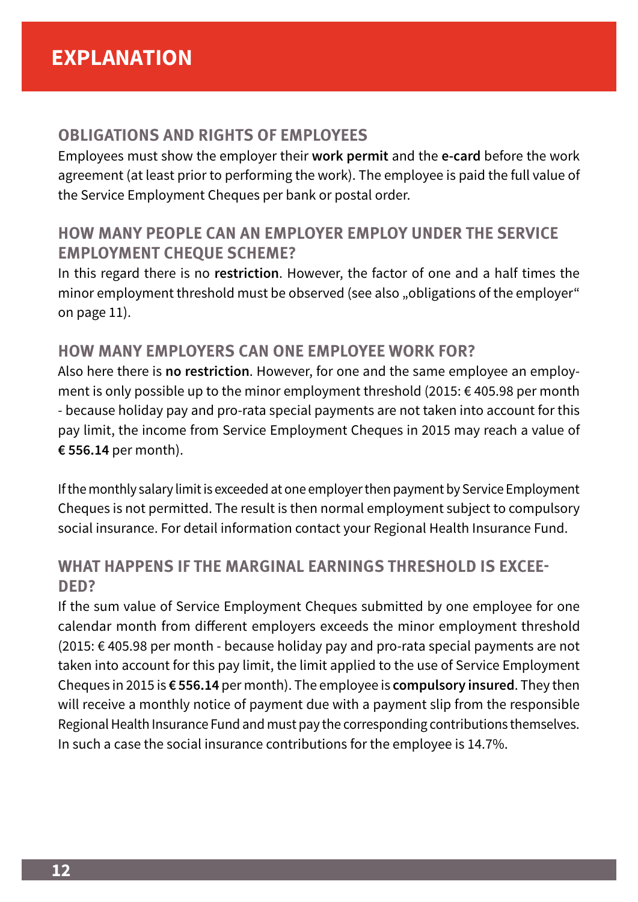# EXPLANATION

## OBLIGATIONS AND RIGHTS OF EMPLOYEES

Employees must show the employer their **work permit** and the **e-card** before the work agreement (at least prior to performing the work). The employee is paid the full value of the Service Employment Cheques per bank or postal order.

## HOW MANY PEOPLE CAN AN EMPLOYER EMPLOY UNDER THE SERVICE EMPLOYMENT CHEQUE SCHEME?

In this regard there is no **restriction**. However, the factor of one and a half times the minor employment threshold must be observed (see also „obligations of the employer" on page 11).

## HOW MANY EMPLOYERS CAN ONE EMPLOYEE WORK FOR?

Also here there is **no restriction**. However, for one and the same employee an employment is only possible up to the minor employment threshold (2015: € 405.98 per month - because holiday pay and pro-rata special payments are not taken into account for this pay limit, the income from Service Employment Cheques in 2015 may reach a value of **€ 556.14** per month).

If the monthly salary limit is exceeded at one employer then payment by Service Employment Cheques is not permitted. The result is then normal employment subject to compulsory social insurance. For detail information contact your Regional Health Insurance Fund.

## WHAT HAPPENS IF THE MARGINAL EARNINGS THRESHOLD IS EXCEEDED?

If the sum value of Service Employment Cheques submitted by one employee for one calendar month from different employers exceeds the minor employment threshold (2015: € 405.98 per month - because holiday pay and pro-rata special payments are not taken into account for this pay limit, the limit applied to the use of Service Employment Cheques in 2015 is **€ 556.14** per month). The employee is **compulsory insured**. They then will receive a monthly notice of payment due with a payment slip from the responsible Regional Health Insurance Fund and must pay the corresponding contributions themselves. In such a case the social insurance contributions for the employee is 14.7%.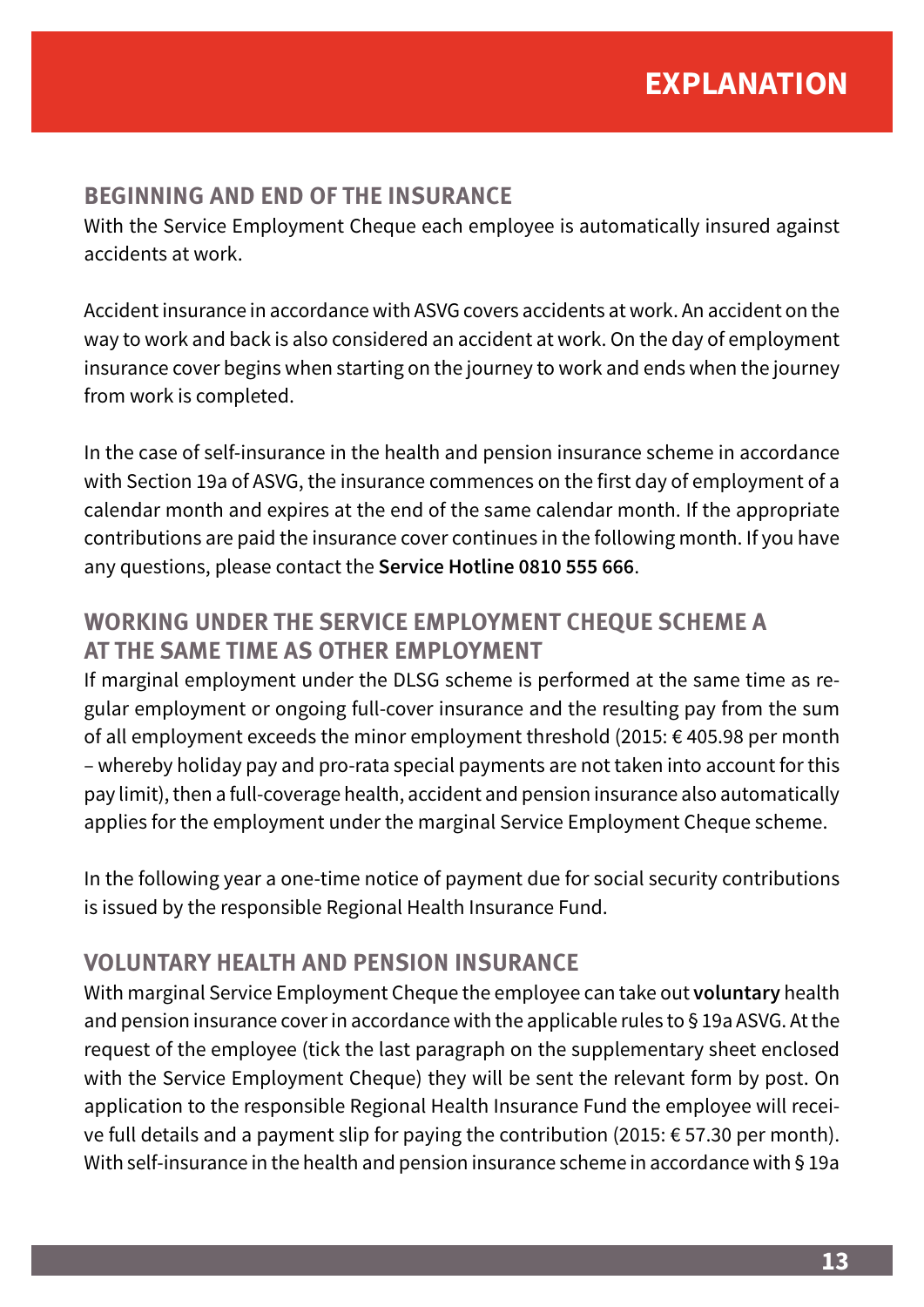# EXPLANATION

## BEGINNING AND END OF THE INSURANCE

With the Service Employment Cheque each employee is automatically insured against accidents at work.

Accident insurance in accordance with ASVG covers accidents at work. An accident on the way to work and back is also considered an accident at work. On the day of employment insurance cover begins when starting on the journey to work and ends when the journey from work is completed.

In the case of self-insurance in the health and pension insurance scheme in accordance with Section 19a of ASVG, the insurance commences on the first day of employment of a calendar month and expires at the end of the same calendar month. If the appropriate contributions are paid the insurance cover continues in the following month. If you have any questions, please contact the **Service Hotline 0810 555 666**.

## WORKING UNDER THE SERVICE EMPLOYMENT CHEQUE SCHEME A AT THE SAME TIME AS OTHER EMPLOYMENT

If marginal employment under the DLSG scheme is performed at the same time as regular employment or ongoing full-cover insurance and the resulting pay from the sum of all employment exceeds the minor employment threshold (2015: € 405.98 per month – whereby holiday pay and pro-rata special payments are not taken into account for this pay limit), then a full-coverage health, accident and pension insurance also automatically applies for the employment under the marginal Service Employment Cheque scheme.

In the following year a one-time notice of payment due for social security contributions is issued by the responsible Regional Health Insurance Fund.

## VOLUNTARY HEALTH AND PENSION INSURANCE

With marginal Service Employment Cheque the employee can take out **voluntary** health and pension insurance cover in accordance with the applicable rules to § 19a ASVG. At the request of the employee (tick the last paragraph on the supplementary sheet enclosed with the Service Employment Cheque) they will be sent the relevant form by post. On application to the responsible Regional Health Insurance Fund the employee will receive full details and a payment slip for paying the contribution (2015: € 57.30 per month). With self-insurance in the health and pension insurance scheme in accordance with § 19a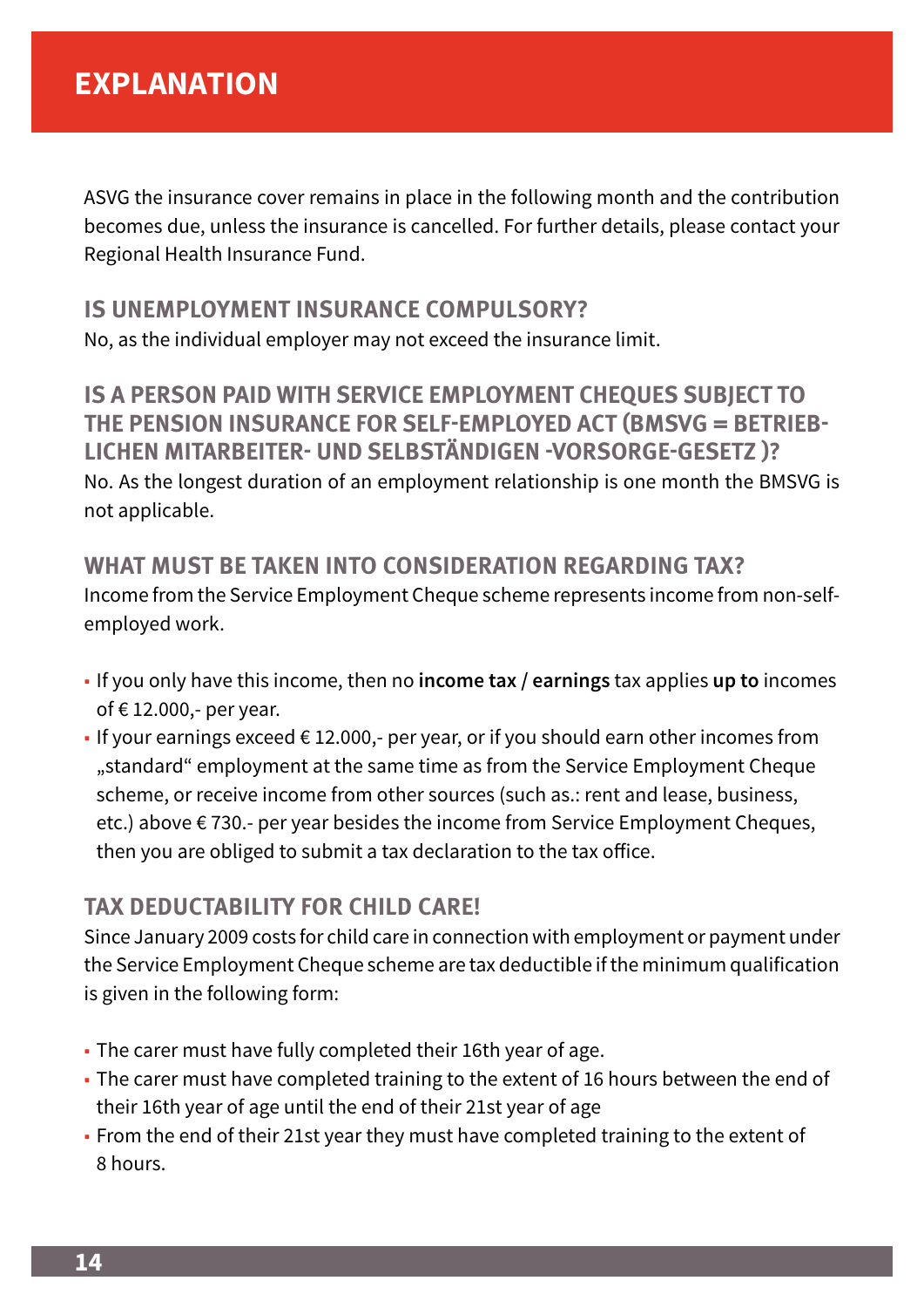# EXPLANATION

ASVG the insurance cover remains in place in the following month and the contribution becomes due, unless the insurance is cancelled. For further details, please contact your Regional Health Insurance Fund.

### IS UNEMPLOYMENT INSURANCE COMPULSORY?

No, as the individual employer may not exceed the insurance limit.

### IS A PERSON PAID WITH SERVICE EMPLOYMENT CHEQUES SUBJECT TO THE PENSION INSURANCE FOR SELF-EMPLOYED ACT (BMSVG = BETRIEB-LICHEN MITARBEITER- UND SELBSTÄNDIGEN -VORSORGE-GESETZ )?

No. As the longest duration of an employment relationship is one month the BMSVG is not applicable.

### WHAT MUST BE TAKEN INTO CONSIDERATION REGARDING TAX?

Income from the Service Employment Cheque scheme represents income from non-self-employed work.

- If you only have this income, then no **income tax / earnings** tax applies **up to** incomes of € 12.000,- per year.
- If your earnings exceed € 12.000,- per year, or if you should earn other incomes from „standard“ employment at the same time as from the Service Employment Cheque scheme, or receive income from other sources (such as.: rent and lease, business, etc.) above € 730.- per year besides the income from Service Employment Cheques, then you are obliged to submit a tax declaration to the tax office.

### TAX DEDUCTABILITY FOR CHILD CARE!

Since January 2009 costs for child care in connection with employment or payment under the Service Employment Cheque scheme are tax deductible if the minimum qualification is given in the following form:

- The carer must have fully completed their 16th year of age.
- The carer must have completed training to the extent of 16 hours between the end of their 16th year of age until the end of their 21st year of age
- From the end of their 21st year they must have completed training to the extent of 8 hours.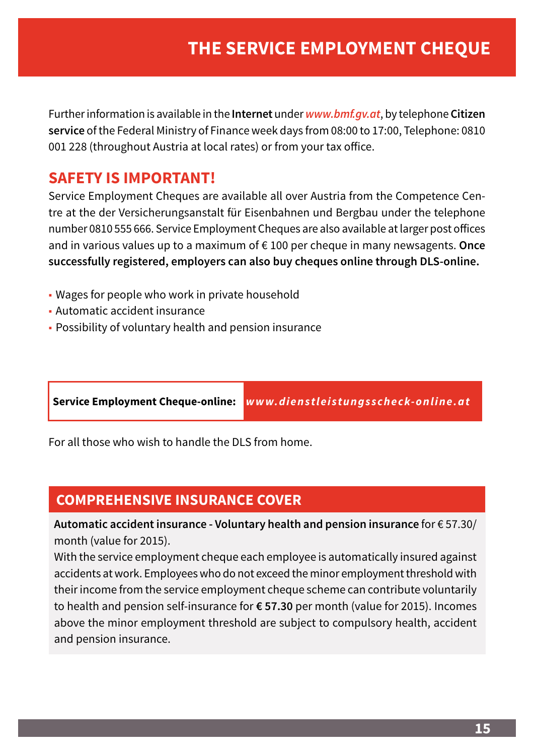# THE SERVICE EMPLOYMENT CHEQUE

Further information is available in the **Internet** under ***www.bmf.gv.at***, by telephone **Citizen service** of the Federal Ministry of Finance week days from 08:00 to 17:00, Telephone: 0810 001 228 (throughout Austria at local rates) or from your tax office.

## SAFETY IS IMPORTANT!

Service Employment Cheques are available all over Austria from the Competence Centre at the der Versicherungsanstalt für Eisenbahnen und Bergbau under the telephone number 0810 555 666. Service Employment Cheques are also available at larger post offices and in various values up to a maximum of € 100 per cheque in many newsagents. **Once successfully registered, employers can also buy cheques online through DLS-online.**

- Wages for people who work in private household
- Automatic accident insurance
- Possibility of voluntary health and pension insurance

**Service Employment Cheque-online:** ***www.dienstleistungsscheck-online.at***

For all those who wish to handle the DLS from home.

## COMPREHENSIVE INSURANCE COVER

**Automatic accident insurance - Voluntary health and pension insurance** for € 57.30/ month (value for 2015).

With the service employment cheque each employee is automatically insured against accidents at work. Employees who do not exceed the minor employment threshold with their income from the service employment cheque scheme can contribute voluntarily to health and pension self-insurance for **€ 57.30** per month (value for 2015). Incomes above the minor employment threshold are subject to compulsory health, accident and pension insurance.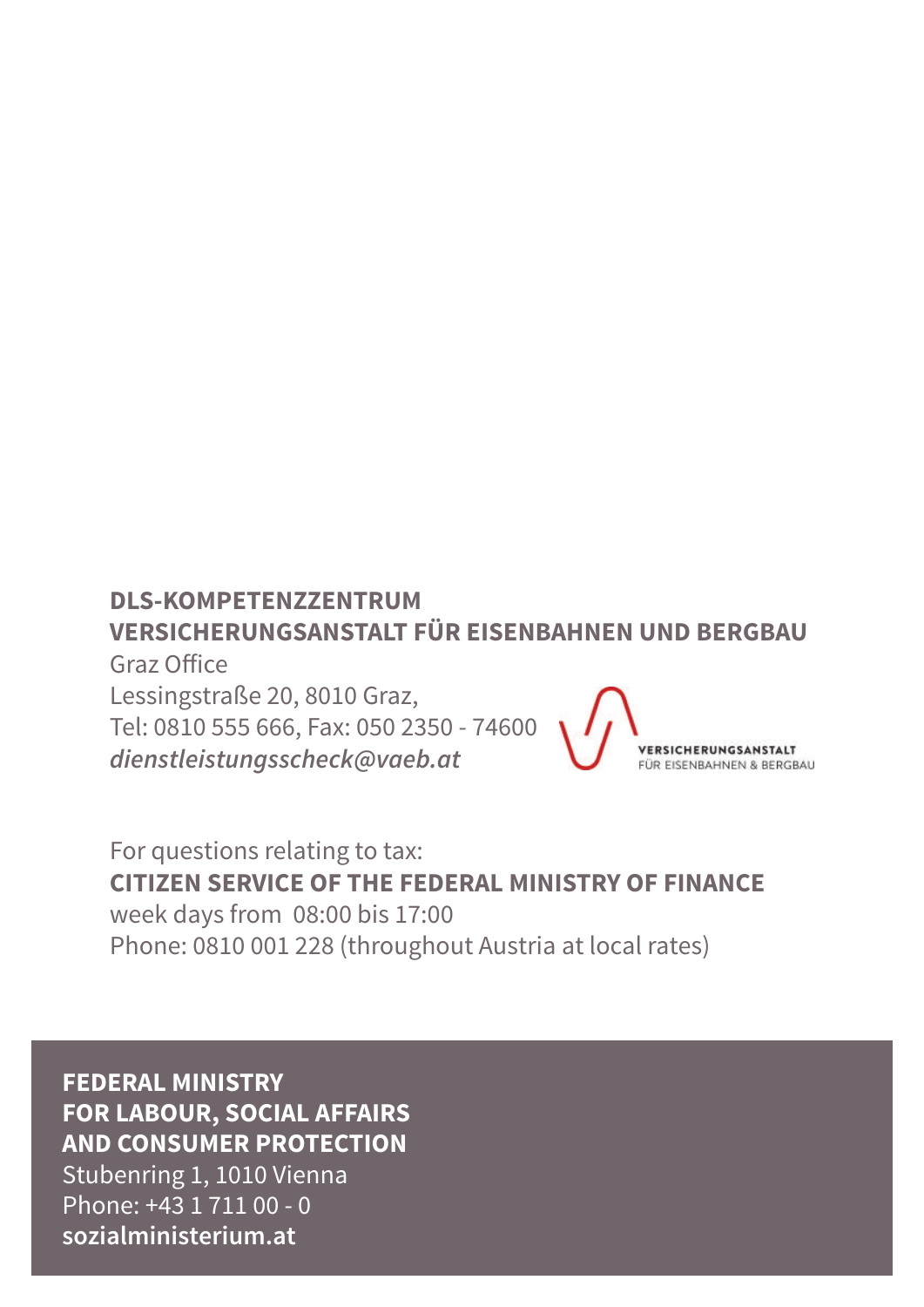**DLS-KOMPETENZZENTRUM**
**VERSICHERUNGSANSTALT FÜR EISENBAHNEN UND BERGBAU**
Graz Office
Lessingstraße 20, 8010 Graz,
Tel: 0810 555 666, Fax: 050 2350 - 74600
*dienstleistungsscheck@vaeb.at*

VERSICHERUNGSANSTALT
FÜR EISENBAHNEN & BERGBAU

For questions relating to tax:
**CITIZEN SERVICE OF THE FEDERAL MINISTRY OF FINANCE**
week days from 08:00 bis 17:00
Phone: 0810 001 228 (throughout Austria at local rates)

**FEDERAL MINISTRY**
**FOR LABOUR, SOCIAL AFFAIRS**
**AND CONSUMER PROTECTION**
Stubenring 1, 1010 Vienna
Phone: +43 1 711 00 - 0
**sozialministerium.at**